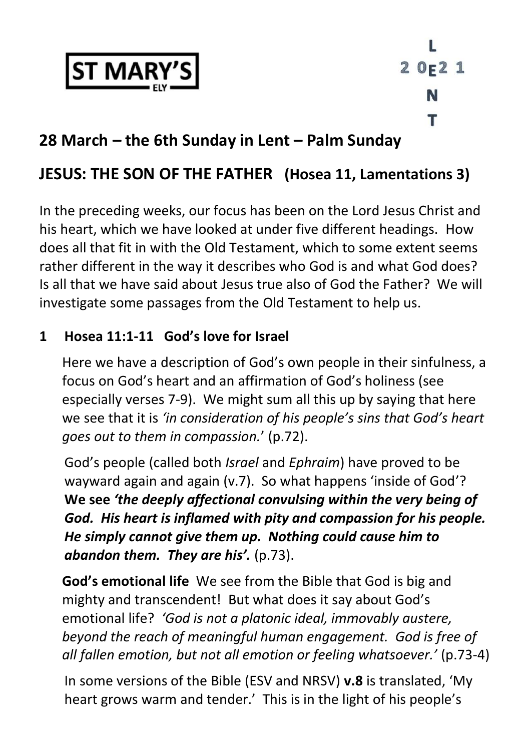**ST MARY'S**
ELY

L
2 0E2 1
N
T

## 28 March – the 6th Sunday in Lent – Palm Sunday

## JESUS: THE SON OF THE FATHER (Hosea 11, Lamentations 3)

In the preceding weeks, our focus has been on the Lord Jesus Christ and his heart, which we have looked at under five different headings. How does all that fit in with the Old Testament, which to some extent seems rather different in the way it describes who God is and what God does? Is all that we have said about Jesus true also of God the Father? We will investigate some passages from the Old Testament to help us.

### 1 Hosea 11:1-11 God's love for Israel

Here we have a description of God's own people in their sinfulness, a focus on God's heart and an affirmation of God's holiness (see especially verses 7-9). We might sum all this up by saying that here we see that it is *'in consideration of his people's sins that God's heart goes out to them in compassion.*' (p.72).

God's people (called both *Israel* and *Ephraim*) have proved to be wayward again and again (v.7). So what happens 'inside of God'? **We see *'the deeply affectional convulsing within the very being of God. His heart is inflamed with pity and compassion for his people. He simply cannot give them up. Nothing could cause him to abandon them. They are his'.*** (p.73).

**God's emotional life** We see from the Bible that God is big and mighty and transcendent! But what does it say about God's emotional life? *'God is not a platonic ideal, immovably austere, beyond the reach of meaningful human engagement. God is free of all fallen emotion, but not all emotion or feeling whatsoever.'* (p.73-4)

In some versions of the Bible (ESV and NRSV) **v.8** is translated, 'My heart grows warm and tender.' This is in the light of his people's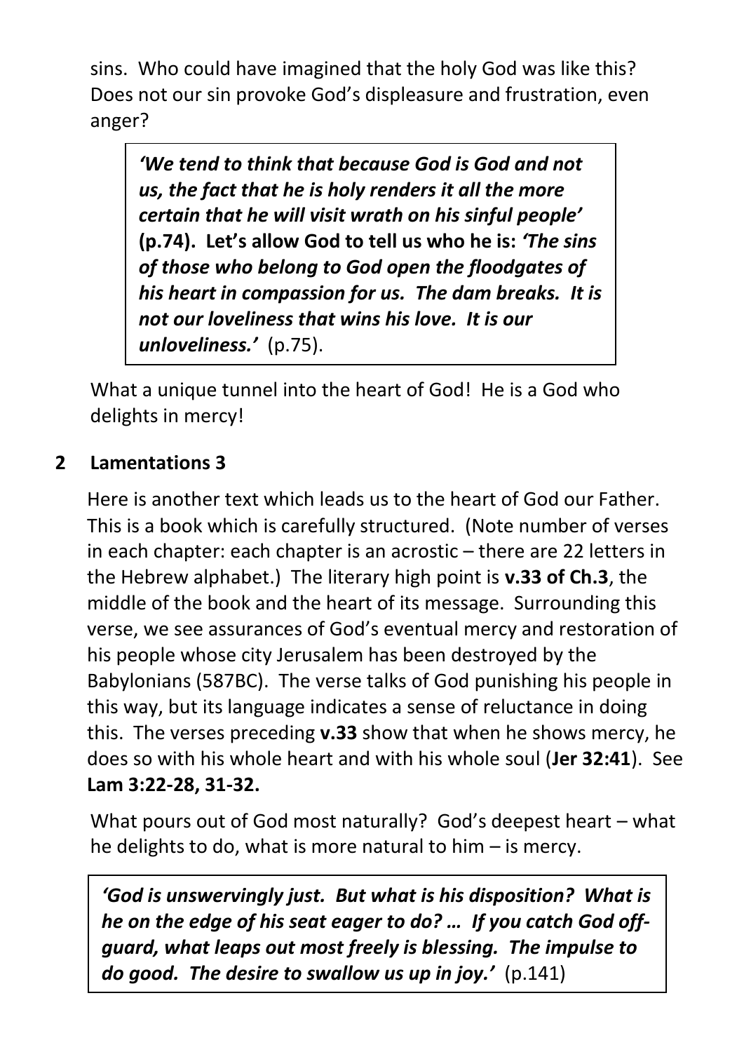sins. Who could have imagined that the holy God was like this? Does not our sin provoke God's displeasure and frustration, even anger?

> ***'We tend to think that because God is God and not us, the fact that he is holy renders it all the more certain that he will visit wrath on his sinful people'* (p.74). Let's allow God to tell us who he is: *'The sins of those who belong to God open the floodgates of his heart in compassion for us. The dam breaks. It is not our loveliness that wins his love. It is our unloveliness.'*** (p.75).

What a unique tunnel into the heart of God! He is a God who delights in mercy!

## 2 Lamentations 3

Here is another text which leads us to the heart of God our Father. This is a book which is carefully structured. (Note number of verses in each chapter: each chapter is an acrostic – there are 22 letters in the Hebrew alphabet.) The literary high point is **v.33 of Ch.3**, the middle of the book and the heart of its message. Surrounding this verse, we see assurances of God's eventual mercy and restoration of his people whose city Jerusalem has been destroyed by the Babylonians (587BC). The verse talks of God punishing his people in this way, but its language indicates a sense of reluctance in doing this. The verses preceding **v.33** show that when he shows mercy, he does so with his whole heart and with his whole soul (**Jer 32:41**). See **Lam 3:22-28, 31-32.**

What pours out of God most naturally? God's deepest heart – what he delights to do, what is more natural to him – is mercy.

> ***'God is unswervingly just. But what is his disposition? What is he on the edge of his seat eager to do? … If you catch God off-guard, what leaps out most freely is blessing. The impulse to do good. The desire to swallow us up in joy.'*** (p.141)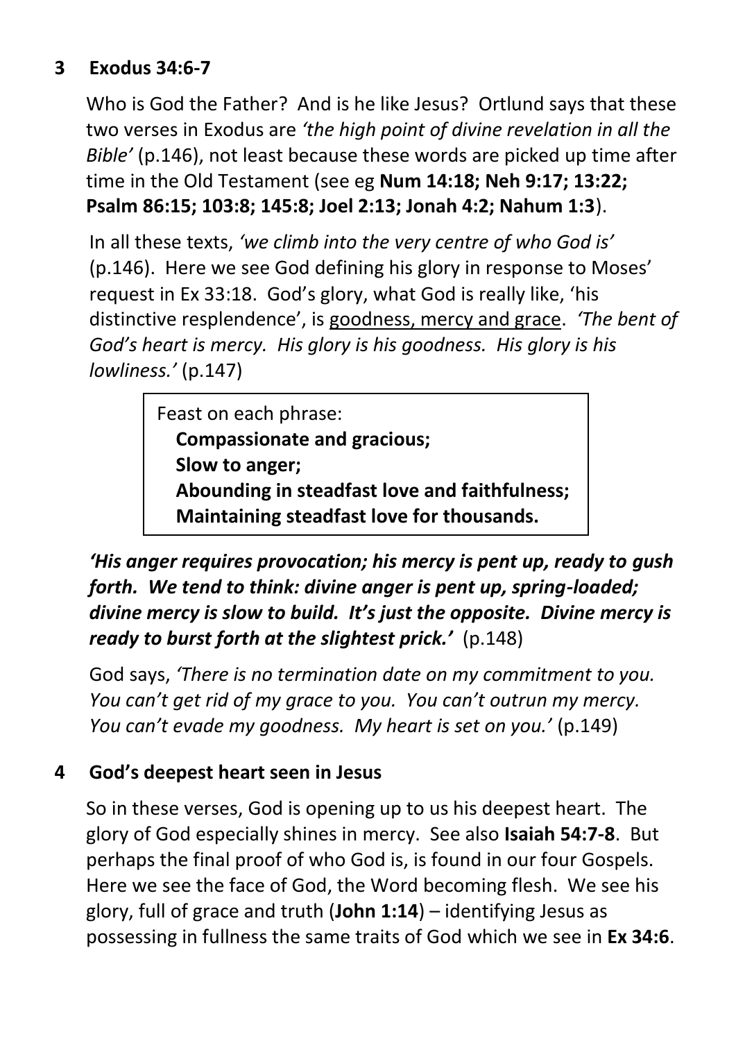## 3 Exodus 34:6-7

Who is God the Father? And is he like Jesus? Ortlund says that these two verses in Exodus are *'the high point of divine revelation in all the Bible'* (p.146), not least because these words are picked up time after time in the Old Testament (see eg **Num 14:18; Neh 9:17; 13:22; Psalm 86:15; 103:8; 145:8; Joel 2:13; Jonah 4:2; Nahum 1:3**).

In all these texts, *'we climb into the very centre of who God is'* (p.146). Here we see God defining his glory in response to Moses' request in Ex 33:18. God's glory, what God is really like, 'his distinctive resplendence', is <u>goodness, mercy and grace</u>. *'The bent of God's heart is mercy. His glory is his goodness. His glory is his lowliness.'* (p.147)

> Feast on each phrase:
> **Compassionate and gracious;**
> **Slow to anger;**
> **Abounding in steadfast love and faithfulness;**
> **Maintaining steadfast love for thousands.**

***'His anger requires provocation; his mercy is pent up, ready to gush forth. We tend to think: divine anger is pent up, spring-loaded; divine mercy is slow to build. It's just the opposite. Divine mercy is ready to burst forth at the slightest prick.'*** (p.148)

God says, *'There is no termination date on my commitment to you. You can't get rid of my grace to you. You can't outrun my mercy. You can't evade my goodness. My heart is set on you.'* (p.149)

## 4 God's deepest heart seen in Jesus

So in these verses, God is opening up to us his deepest heart. The glory of God especially shines in mercy. See also **Isaiah 54:7-8**. But perhaps the final proof of who God is, is found in our four Gospels. Here we see the face of God, the Word becoming flesh. We see his glory, full of grace and truth (**John 1:14**) – identifying Jesus as possessing in fullness the same traits of God which we see in **Ex 34:6**.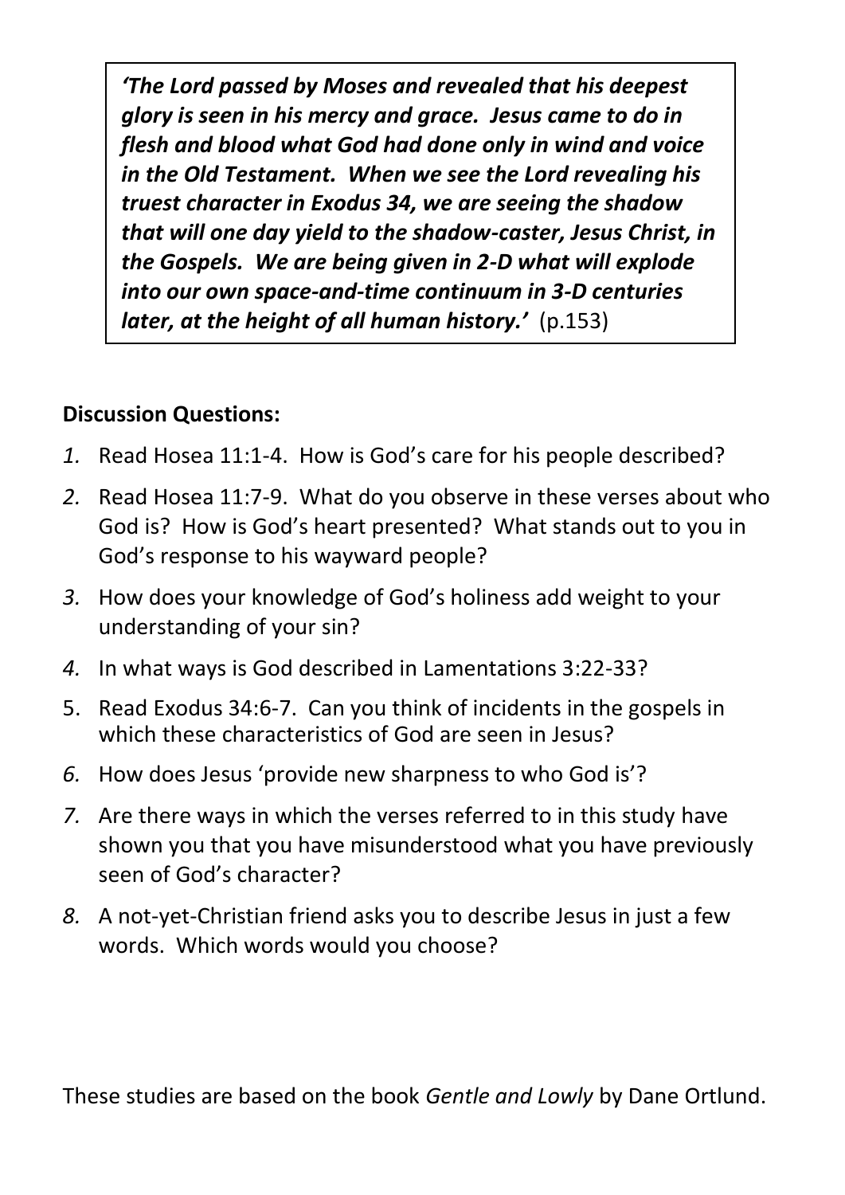> ***'The Lord passed by Moses and revealed that his deepest glory is seen in his mercy and grace. Jesus came to do in flesh and blood what God had done only in wind and voice in the Old Testament. When we see the Lord revealing his truest character in Exodus 34, we are seeing the shadow that will one day yield to the shadow-caster, Jesus Christ, in the Gospels. We are being given in 2-D what will explode into our own space-and-time continuum in 3-D centuries later, at the height of all human history.'*** (p.153)

**Discussion Questions:**

1. Read Hosea 11:1-4. How is God's care for his people described?
2. Read Hosea 11:7-9. What do you observe in these verses about who God is? How is God's heart presented? What stands out to you in God's response to his wayward people?
3. How does your knowledge of God's holiness add weight to your understanding of your sin?
4. In what ways is God described in Lamentations 3:22-33?
5. Read Exodus 34:6-7. Can you think of incidents in the gospels in which these characteristics of God are seen in Jesus?
6. How does Jesus 'provide new sharpness to who God is'?
7. Are there ways in which the verses referred to in this study have shown you that you have misunderstood what you have previously seen of God's character?
8. A not-yet-Christian friend asks you to describe Jesus in just a few words. Which words would you choose?

These studies are based on the book *Gentle and Lowly* by Dane Ortlund.